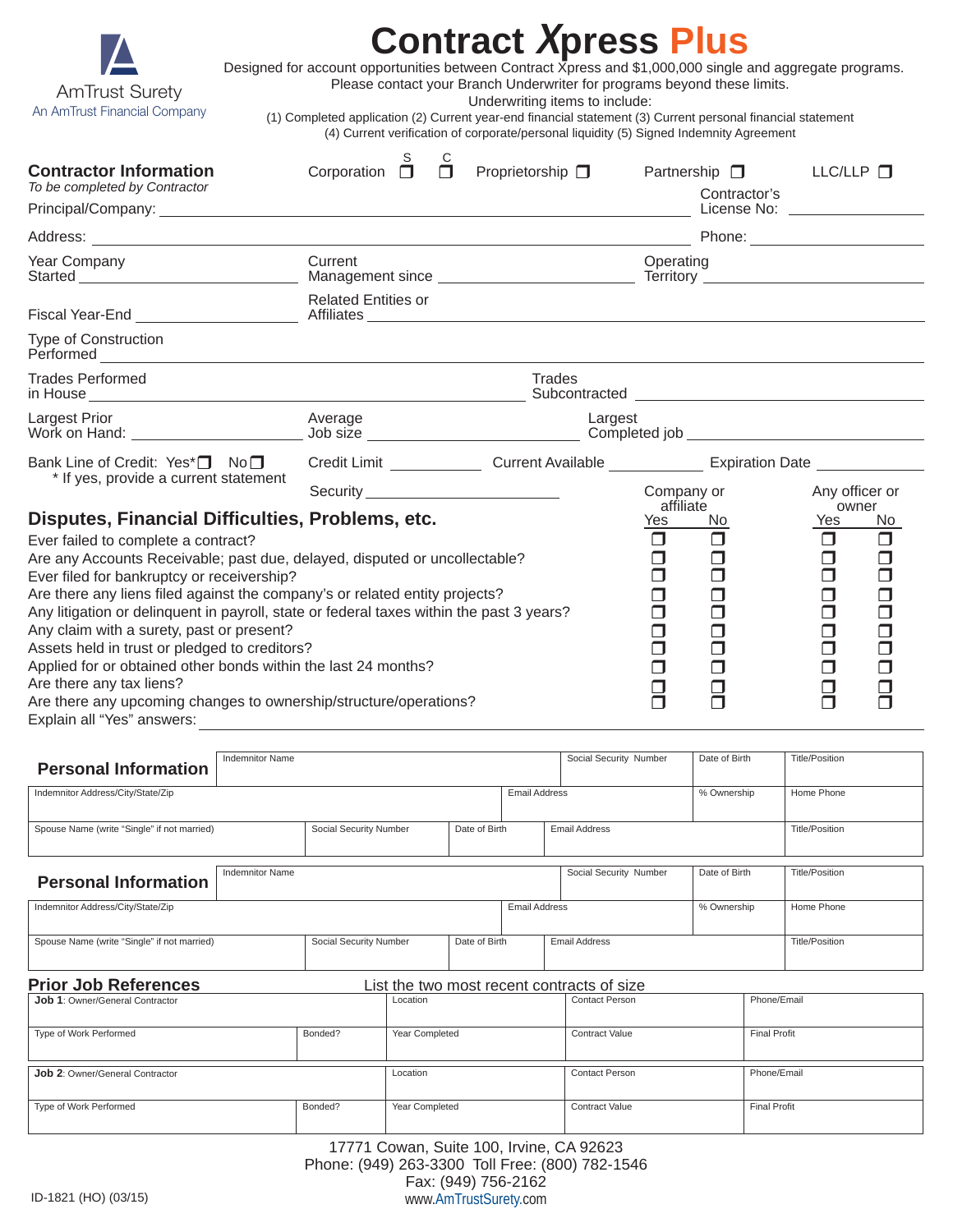AmTrust Surety
An AmTrust Financial Company

# Contract Xpress Plus

Designed for account opportunities between Contract Xpress and $1,000,000 single and aggregate programs.
Please contact your Branch Underwriter for programs beyond these limits.
Underwriting items to include:
(1) Completed application (2) Current year-end financial statement (3) Current personal financial statement
(4) Current verification of corporate/personal liquidity (5) Signed Indemnity Agreement

## Contractor Information

*To be completed by Contractor*

Corporation ☐ S ☐ C  Proprietorship ☐  Partnership ☐  LLC/LLP ☐

Principal/Company: ______________________ Contractor's License No: __________

Address: ______________________ Phone: __________

Year Company Started __________ Current Management since __________ Operating Territory __________

Fiscal Year-End __________ Related Entities or Affiliates __________

Type of Construction Performed __________

Trades Performed in House __________ Trades Subcontracted __________

Largest Prior Work on Hand: __________ Average Job size __________ Largest Completed job __________

Bank Line of Credit: Yes* ☐ No ☐ Credit Limit __________ Current Available __________ Expiration Date __________
* If yes, provide a current statement

Security __________

## Disputes, Financial Difficulties, Problems, etc.

| | Company or affiliate Yes | Company or affiliate No | Any officer or owner Yes | Any officer or owner No |
|---|---|---|---|---|
| Ever failed to complete a contract? | ☐ | ☐ | ☐ | ☐ |
| Are any Accounts Receivable; past due, delayed, disputed or uncollectable? | ☐ | ☐ | ☐ | ☐ |
| Ever filed for bankruptcy or receivership? | ☐ | ☐ | ☐ | ☐ |
| Are there any liens filed against the company's or related entity projects? | ☐ | ☐ | ☐ | ☐ |
| Any litigation or delinquent in payroll, state or federal taxes within the past 3 years? | ☐ | ☐ | ☐ | ☐ |
| Any claim with a surety, past or present? | ☐ | ☐ | ☐ | ☐ |
| Assets held in trust or pledged to creditors? | ☐ | ☐ | ☐ | ☐ |
| Applied for or obtained other bonds within the last 24 months? | ☐ | ☐ | ☐ | ☐ |
| Are there any tax liens? | ☐ | ☐ | ☐ | ☐ |
| Are there any upcoming changes to ownership/structure/operations? | ☐ | ☐ | ☐ | ☐ |

Explain all "Yes" answers: __________

## Personal Information

| Indemnitor Name | | Social Security Number | Date of Birth | Title/Position |
|---|---|---|---|---|
| | | | | |

| Indemnitor Address/City/State/Zip | Email Address | % Ownership | Home Phone |
|---|---|---|---|
| | | | |

| Spouse Name (write "Single" if not married) | Social Security Number | Date of Birth | Email Address | Title/Position |
|---|---|---|---|---|
| | | | | |

## Personal Information

| Indemnitor Name | | Social Security Number | Date of Birth | Title/Position |
|---|---|---|---|---|
| | | | | |

| Indemnitor Address/City/State/Zip | Email Address | % Ownership | Home Phone |
|---|---|---|---|
| | | | |

| Spouse Name (write "Single" if not married) | Social Security Number | Date of Birth | Email Address | Title/Position |
|---|---|---|---|---|
| | | | | |

## Prior Job References

List the two most recent contracts of size

| **Job 1**: Owner/General Contractor | | Location | Contact Person | Phone/Email |
|---|---|---|---|---|
| Type of Work Performed | Bonded? | Year Completed | Contract Value | Final Profit |

| **Job 2**: Owner/General Contractor | | Location | Contact Person | Phone/Email |
|---|---|---|---|---|
| Type of Work Performed | Bonded? | Year Completed | Contract Value | Final Profit |

17771 Cowan, Suite 100, Irvine, CA 92623
Phone: (949) 263-3300 Toll Free: (800) 782-1546
Fax: (949) 756-2162
www.AmTrustSurety.com

ID-1821 (HO) (03/15)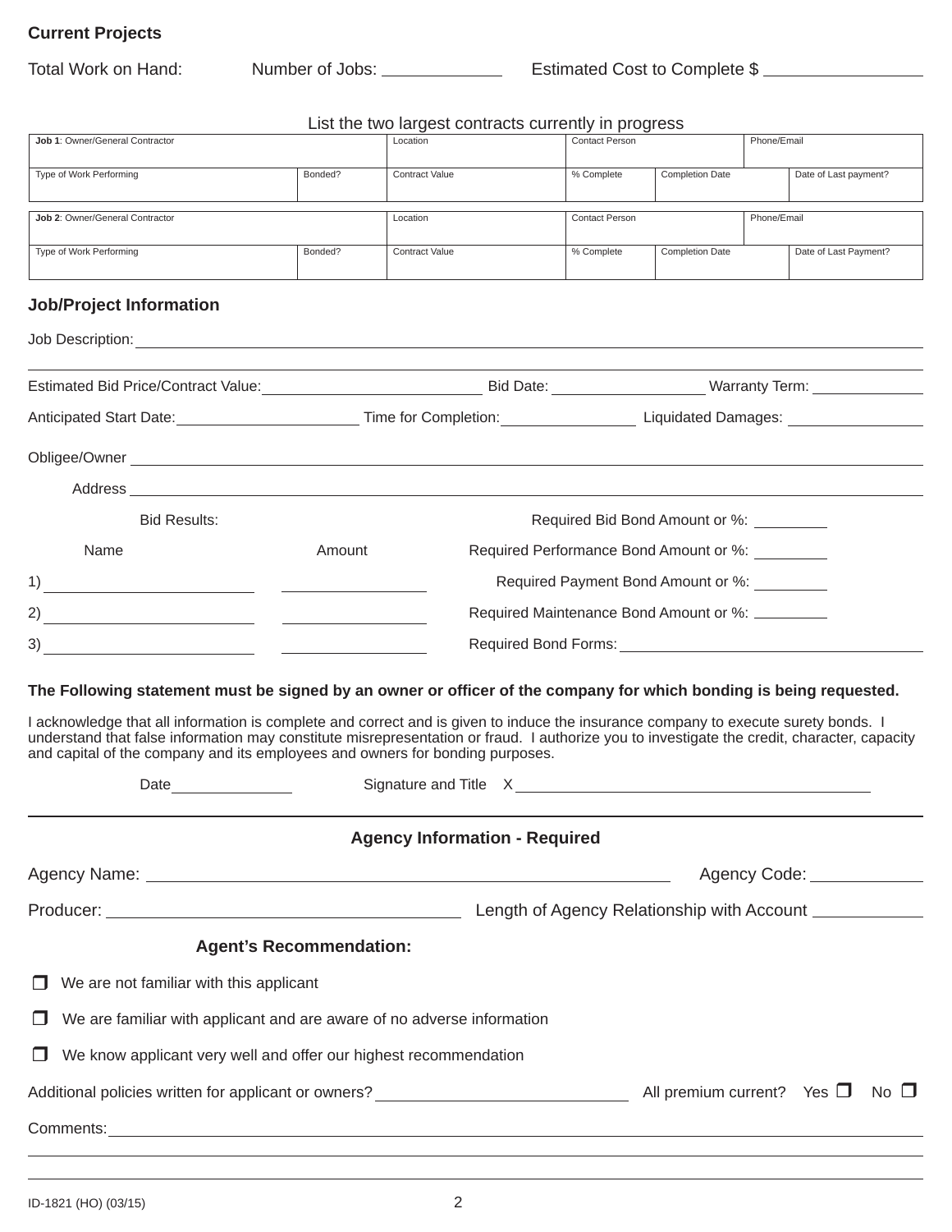## Current Projects

Total Work on Hand: Number of Jobs: ____________ Estimated Cost to Complete $ ________________

List the two largest contracts currently in progress

| **Job 1**: Owner/General Contractor | | Location | Contact Person | | Phone/Email |
|---|---|---|---|---|---|
| Type of Work Performing | Bonded? | Contract Value | % Complete | Completion Date | Date of Last payment? |
| | | | | | |

| **Job 2**: Owner/General Contractor | | Location | Contact Person | | Phone/Email |
|---|---|---|---|---|---|
| Type of Work Performing | Bonded? | Contract Value | % Complete | Completion Date | Date of Last Payment? |
| | | | | | |

## Job/Project Information

Job Description: ________________________________________________________________

________________________________________________________________

Estimated Bid Price/Contract Value: ________________________ Bid Date: ________________ Warranty Term: ____________

Anticipated Start Date: ____________________ Time for Completion: ______________ Liquidated Damages: ______________

Obligee/Owner ________________________________________________________________

Address ________________________________________________________________

Bid Results:

| Name | Amount |
|---|---|
| 1) ______________________ | ________________ |
| 2) ______________________ | ________________ |
| 3) ______________________ | ________________ |

Required Bid Bond Amount or %: ________

Required Performance Bond Amount or %: ________

Required Payment Bond Amount or %: ________

Required Maintenance Bond Amount or %: ________

Required Bond Forms: ________________________________

**The Following statement must be signed by an owner or officer of the company for which bonding is being requested.**

I acknowledge that all information is complete and correct and is given to induce the insurance company to execute surety bonds. I understand that false information may constitute misrepresentation or fraud. I authorize you to investigate the credit, character, capacity and capital of the company and its employees and owners for bonding purposes.

Date ______________ Signature and Title X ________________________________________

---

### Agency Information - Required

Agency Name: ________________________________________________ Agency Code: ____________

Producer: ____________________________________ Length of Agency Relationship with Account ____________

**Agent's Recommendation:**

❒ We are not familiar with this applicant

❒ We are familiar with applicant and are aware of no adverse information

❒ We know applicant very well and offer our highest recommendation

Additional policies written for applicant or owners? __________________________ All premium current? Yes ❒ No ❒

Comments: ________________________________________________________________

________________________________________________________________

________________________________________________________________

ID-1821 (HO) (03/15)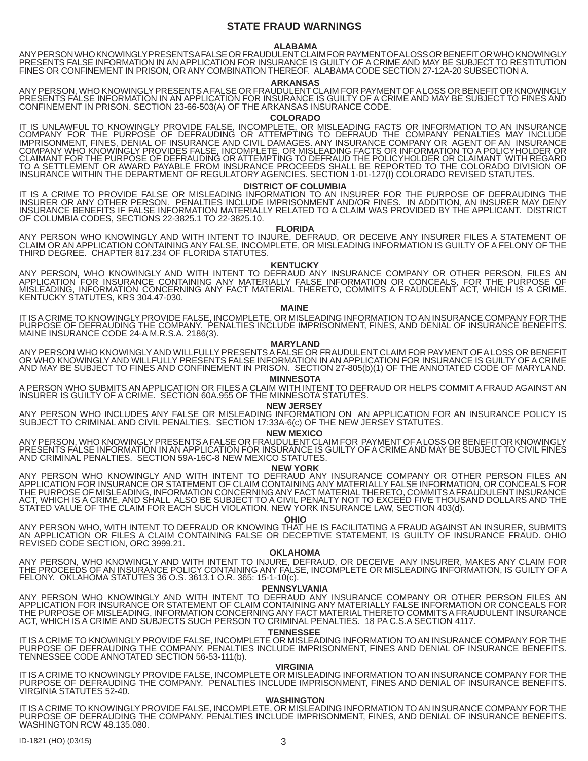# STATE FRAUD WARNINGS

### ALABAMA

ANY PERSON WHO KNOWINGLY PRESENTS A FALSE OR FRAUDULENT CLAIM FOR PAYMENT OF A LOSS OR BENEFIT OR WHO KNOWINGLY PRESENTS FALSE INFORMATION IN AN APPLICATION FOR INSURANCE IS GUILTY OF A CRIME AND MAY BE SUBJECT TO RESTITUTION FINES OR CONFINEMENT IN PRISON, OR ANY COMBINATION THEREOF. ALABAMA CODE SECTION 27-12A-20 SUBSECTION A.

### ARKANSAS

ANY PERSON, WHO KNOWINGLY PRESENTS A FALSE OR FRAUDULENT CLAIM FOR PAYMENT OF A LOSS OR BENEFIT OR KNOWINGLY PRESENTS FALSE INFORMATION IN AN APPLICATION FOR INSURANCE IS GUILTY OF A CRIME AND MAY BE SUBJECT TO FINES AND CONFINEMENT IN PRISON. SECTION 23-66-503(A) OF THE ARKANSAS INSURANCE CODE.

### COLORADO

IT IS UNLAWFUL TO KNOWINGLY PROVIDE FALSE, INCOMPLETE, OR MISLEADING FACTS OR INFORMATION TO AN INSURANCE COMPANY FOR THE PURPOSE OF DEFRAUDING OR ATTEMPTING TO DEFRAUD THE COMPANY PENALTIES MAY INCLUDE IMPRISONMENT, FINES, DENIAL OF INSURANCE AND CIVIL DAMAGES. ANY INSURANCE COMPANY OR AGENT OF AN INSURANCE COMPANY WHO KNOWINGLY PROVIDES FALSE, INCOMPLETE, OR MISLEADING FACTS OR INFORMATION TO A POLICYHOLDER OR CLAIMANT FOR THE PURPOSE OF DEFRAUDING OR ATTEMPTING TO DEFRAUD THE POLICYHOLDER OR CLAIMANT WITH REGARD TO A SETTLEMENT OR AWARD PAYABLE FROM INSURANCE PROCEEDS SHALL BE REPORTED TO THE COLORADO DIVISION OF INSURANCE WITHIN THE DEPARTMENT OF REGULATORY AGENCIES. SECTION 1-01-127(I) COLORADO REVISED STATUTES.

### DISTRICT OF COLUMBIA

IT IS A CRIME TO PROVIDE FALSE OR MISLEADING INFORMATION TO AN INSURER FOR THE PURPOSE OF DEFRAUDING THE INSURER OR ANY OTHER PERSON. PENALTIES INCLUDE IMPRISONMENT AND/OR FINES. IN ADDITION, AN INSURER MAY DENY INSURANCE BENEFITS IF FALSE INFORMATION MATERIALLY RELATED TO A CLAIM WAS PROVIDED BY THE APPLICANT. DISTRICT OF COLUMBIA CODES, SECTIONS 22-3825.1 TO 22-3825.10.

### FLORIDA

ANY PERSON WHO KNOWINGLY AND WITH INTENT TO INJURE, DEFRAUD, OR DECEIVE ANY INSURER FILES A STATEMENT OF CLAIM OR AN APPLICATION CONTAINING ANY FALSE, INCOMPLETE, OR MISLEADING INFORMATION IS GUILTY OF A FELONY OF THE THIRD DEGREE. CHAPTER 817.234 OF FLORIDA STATUTES.

### KENTUCKY

ANY PERSON, WHO KNOWINGLY AND WITH INTENT TO DEFRAUD ANY INSURANCE COMPANY OR OTHER PERSON, FILES AN APPLICATION FOR INSURANCE CONTAINING ANY MATERIALLY FALSE INFORMATION OR CONCEALS, FOR THE PURPOSE OF MISLEADING, INFORMATION CONCERNING ANY FACT MATERIAL THERETO, COMMITS A FRAUDULENT ACT, WHICH IS A CRIME. KENTUCKY STATUTES, KRS 304.47-030.

### MAINE

IT IS A CRIME TO KNOWINGLY PROVIDE FALSE, INCOMPLETE, OR MISLEADING INFORMATION TO AN INSURANCE COMPANY FOR THE PURPOSE OF DEFRAUDING THE COMPANY. PENALTIES INCLUDE IMPRISONMENT, FINES, AND DENIAL OF INSURANCE BENEFITS. MAINE INSURANCE CODE 24-A M.R.S.A. 2186(3).

### MARYLAND

ANY PERSON WHO KNOWINGLY AND WILLFULLY PRESENTS A FALSE OR FRAUDULENT CLAIM FOR PAYMENT OF A LOSS OR BENEFIT OR WHO KNOWINGLY AND WILLFULLY PRESENTS FALSE INFORMATION IN AN APPLICATION FOR INSURANCE IS GUILTY OF A CRIME AND MAY BE SUBJECT TO FINES AND CONFINEMENT IN PRISON. SECTION 27-805(b)(1) OF THE ANNOTATED CODE OF MARYLAND.

### MINNESOTA

A PERSON WHO SUBMITS AN APPLICATION OR FILES A CLAIM WITH INTENT TO DEFRAUD OR HELPS COMMIT A FRAUD AGAINST AN INSURER IS GUILTY OF A CRIME. SECTION 60A.955 OF THE MINNESOTA STATUTES.

### NEW JERSEY

ANY PERSON WHO INCLUDES ANY FALSE OR MISLEADING INFORMATION ON AN APPLICATION FOR AN INSURANCE POLICY IS SUBJECT TO CRIMINAL AND CIVIL PENALTIES. SECTION 17:33A-6(c) OF THE NEW JERSEY STATUTES.

### NEW MEXICO

ANY PERSON, WHO KNOWINGLY PRESENTS A FALSE OR FRAUDULENT CLAIM FOR PAYMENT OF A LOSS OR BENEFIT OR KNOWINGLY PRESENTS FALSE INFORMATION IN AN APPLICATION FOR INSURANCE IS GUILTY OF A CRIME AND MAY BE SUBJECT TO CIVIL FINES AND CRIMINAL PENALTIES. SECTION 59A-16C-8 NEW MEXICO STATUTES.

### NEW YORK

ANY PERSON WHO KNOWINGLY AND WITH INTENT TO DEFRAUD ANY INSURANCE COMPANY OR OTHER PERSON FILES AN APPLICATION FOR INSURANCE OR STATEMENT OF CLAIM CONTAINING ANY MATERIALLY FALSE INFORMATION, OR CONCEALS FOR THE PURPOSE OF MISLEADING, INFORMATION CONCERNING ANY FACT MATERIAL THERETO, COMMITS A FRAUDULENT INSURANCE ACT, WHICH IS A CRIME, AND SHALL ALSO BE SUBJECT TO A CIVIL PENALTY NOT TO EXCEED FIVE THOUSAND DOLLARS AND THE STATED VALUE OF THE CLAIM FOR EACH SUCH VIOLATION. NEW YORK INSURANCE LAW, SECTION 403(d).

### OHIO

ANY PERSON WHO, WITH INTENT TO DEFRAUD OR KNOWING THAT HE IS FACILITATING A FRAUD AGAINST AN INSURER, SUBMITS AN APPLICATION OR FILES A CLAIM CONTAINING FALSE OR DECEPTIVE STATEMENT, IS GUILTY OF INSURANCE FRAUD. OHIO REVISED CODE SECTION, ORC 3999.21.

### OKLAHOMA

ANY PERSON, WHO KNOWINGLY AND WITH INTENT TO INJURE, DEFRAUD, OR DECEIVE ANY INSURER, MAKES ANY CLAIM FOR THE PROCEEDS OF AN INSURANCE POLICY CONTAINING ANY FALSE, INCOMPLETE OR MISLEADING INFORMATION, IS GUILTY OF A FELONY. OKLAHOMA STATUTES 36 O.S. 3613.1 O.R. 365: 15-1-10(c).

### PENNSYLVANIA

ANY PERSON WHO KNOWINGLY AND WITH INTENT TO DEFRAUD ANY INSURANCE COMPANY OR OTHER PERSON FILES AN APPLICATION FOR INSURANCE OR STATEMENT OF CLAIM CONTAINING ANY MATERIALLY FALSE INFORMATION OR CONCEALS FOR THE PURPOSE OF MISLEADING, INFORMATION CONCERNING ANY FACT MATERIAL THERETO COMMITS A FRAUDULENT INSURANCE ACT, WHICH IS A CRIME AND SUBJECTS SUCH PERSON TO CRIMINAL PENALTIES. 18 PA C.S.A SECTION 4117.

### TENNESSEE

IT IS A CRIME TO KNOWINGLY PROVIDE FALSE, INCOMPLETE OR MISLEADING INFORMATION TO AN INSURANCE COMPANY FOR THE PURPOSE OF DEFRAUDING THE COMPANY. PENALTIES INCLUDE IMPRISONMENT, FINES AND DENIAL OF INSURANCE BENEFITS. TENNESSEE CODE ANNOTATED SECTION 56-53-111(b).

### VIRGINIA

IT IS A CRIME TO KNOWINGLY PROVIDE FALSE, INCOMPLETE OR MISLEADING INFORMATION TO AN INSURANCE COMPANY FOR THE PURPOSE OF DEFRAUDING THE COMPANY. PENALTIES INCLUDE IMPRISONMENT, FINES AND DENIAL OF INSURANCE BENEFITS. VIRGINIA STATUTES 52-40.

### WASHINGTON

IT IS A CRIME TO KNOWINGLY PROVIDE FALSE, INCOMPLETE, OR MISLEADING INFORMATION TO AN INSURANCE COMPANY FOR THE PURPOSE OF DEFRAUDING THE COMPANY. PENALTIES INCLUDE IMPRISONMENT, FINES, AND DENIAL OF INSURANCE BENEFITS. WASHINGTON RCW 48.135.080.

ID-1821 (HO) (03/15)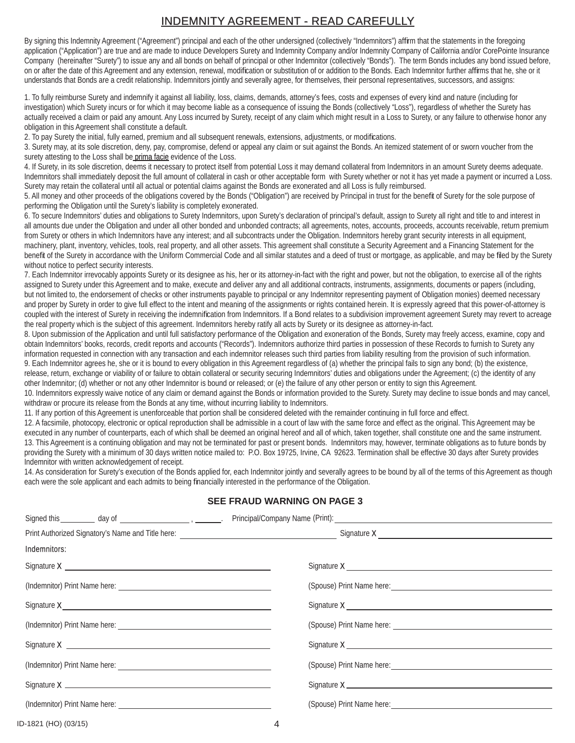# INDEMNITY AGREEMENT - READ CAREFULLY

By signing this Indemnity Agreement ("Agreement") principal and each of the other undersigned (collectively "Indemnitors") affirm that the statements in the foregoing application ("Application") are true and are made to induce Developers Surety and Indemnity Company and/or Indemnity Company of California and/or CorePointe Insurance Company (hereinafter "Surety") to issue any and all bonds on behalf of principal or other Indemnitor (collectively "Bonds"). The term Bonds includes any bond issued before, on or after the date of this Agreement and any extension, renewal, modification or substitution of or addition to the Bonds. Each Indemnitor further affirms that he, she or it understands that Bonds are a credit relationship. Indemnitors jointly and severally agree, for themselves, their personal representatives, successors, and assigns:

1. To fully reimburse Surety and indemnify it against all liability, loss, claims, demands, attorney's fees, costs and expenses of every kind and nature (including for investigation) which Surety incurs or for which it may become liable as a consequence of issuing the Bonds (collectively "Loss"), regardless of whether the Surety has actually received a claim or paid any amount. Any Loss incurred by Surety, receipt of any claim which might result in a Loss to Surety, or any failure to otherwise honor any obligation in this Agreement shall constitute a default.
2. To pay Surety the initial, fully earned, premium and all subsequent renewals, extensions, adjustments, or modifications.
3. Surety may, at its sole discretion, deny, pay, compromise, defend or appeal any claim or suit against the Bonds. An itemized statement of or sworn voucher from the surety attesting to the Loss shall be prima facie evidence of the Loss.
4. If Surety, in its sole discretion, deems it necessary to protect itself from potential Loss it may demand collateral from Indemnitors in an amount Surety deems adequate. Indemnitors shall immediately deposit the full amount of collateral in cash or other acceptable form with Surety whether or not it has yet made a payment or incurred a Loss. Surety may retain the collateral until all actual or potential claims against the Bonds are exonerated and all Loss is fully reimbursed.
5. All money and other proceeds of the obligations covered by the Bonds ("Obligation") are received by Principal in trust for the benefit of Surety for the sole purpose of performing the Obligation until the Surety's liability is completely exonerated.
6. To secure Indemnitors' duties and obligations to Surety Indemnitors, upon Surety's declaration of principal's default, assign to Surety all right and title to and interest in all amounts due under the Obligation and under all other bonded and unbonded contracts; all agreements, notes, accounts, proceeds, accounts receivable, return premium from Surety or others in which Indemnitors have any interest; and all subcontracts under the Obligation. Indemnitors hereby grant security interests in all equipment, machinery, plant, inventory, vehicles, tools, real property, and all other assets. This agreement shall constitute a Security Agreement and a Financing Statement for the benefit of the Surety in accordance with the Uniform Commercial Code and all similar statutes and a deed of trust or mortgage, as applicable, and may be filed by the Surety without notice to perfect security interests.
7. Each Indemnitor irrevocably appoints Surety or its designee as his, her or its attorney-in-fact with the right and power, but not the obligation, to exercise all of the rights assigned to Surety under this Agreement and to make, execute and deliver any and all additional contracts, instruments, assignments, documents or papers (including, but not limited to, the endorsement of checks or other instruments payable to principal or any Indemnitor representing payment of Obligation monies) deemed necessary and proper by Surety in order to give full effect to the intent and meaning of the assignments or rights contained herein. It is expressly agreed that this power-of-attorney is coupled with the interest of Surety in receiving the indemnification from Indemnitors. If a Bond relates to a subdivision improvement agreement Surety may revert to acreage the real property which is the subject of this agreement. Indemnitors hereby ratify all acts by Surety or its designee as attorney-in-fact.
8. Upon submission of the Application and until full satisfactory performance of the Obligation and exoneration of the Bonds, Surety may freely access, examine, copy and obtain Indemnitors' books, records, credit reports and accounts ("Records"). Indemnitors authorize third parties in possession of these Records to furnish to Surety any information requested in connection with any transaction and each indemnitor releases such third parties from liability resulting from the provision of such information.
9. Each Indemnitor agrees he, she or it is bound to every obligation in this Agreement regardless of (a) whether the principal fails to sign any bond; (b) the existence, release, return, exchange or viability of or failure to obtain collateral or security securing Indemnitors' duties and obligations under the Agreement; (c) the identity of any other Indemnitor; (d) whether or not any other Indemnitor is bound or released; or (e) the failure of any other person or entity to sign this Agreement.
10. Indemnitors expressly waive notice of any claim or demand against the Bonds or information provided to the Surety. Surety may decline to issue bonds and may cancel, withdraw or procure its release from the Bonds at any time, without incurring liability to Indemnitors.
11. If any portion of this Agreement is unenforceable that portion shall be considered deleted with the remainder continuing in full force and effect.
12. A facsimile, photocopy, electronic or optical reproduction shall be admissible in a court of law with the same force and effect as the original. This Agreement may be executed in any number of counterparts, each of which shall be deemed an original hereof and all of which, taken together, shall constitute one and the same instrument.
13. This Agreement is a continuing obligation and may not be terminated for past or present bonds. Indemnitors may, however, terminate obligations as to future bonds by providing the Surety with a minimum of 30 days written notice mailed to: P.O. Box 19725, Irvine, CA 92623. Termination shall be effective 30 days after Surety provides Indemnitor with written acknowledgement of receipt.
14. As consideration for Surety's execution of the Bonds applied for, each Indemnitor jointly and severally agrees to be bound by all of the terms of this Agreement as though each were the sole applicant and each admits to being financially interested in the performance of the Obligation.

**SEE FRAUD WARNING ON PAGE 3**

Signed this ________ day of ________________ , ______. Principal/Company Name (Print): ______________________________

Print Authorized Signatory's Name and Title here: ______________________________ Signature X ______________________________

Indemnitors:

| | |
|---|---|
| Signature X ______________________________ | Signature X ______________________________ |
| (Indemnitor) Print Name here: ______________________________ | (Spouse) Print Name here: ______________________________ |
| Signature X ______________________________ | Signature X ______________________________ |
| (Indemnitor) Print Name here: ______________________________ | (Spouse) Print Name here: ______________________________ |
| Signature X ______________________________ | Signature X ______________________________ |
| (Indemnitor) Print Name here: ______________________________ | (Spouse) Print Name here: ______________________________ |
| Signature X ______________________________ | Signature X ______________________________ |
| (Indemnitor) Print Name here: ______________________________ | (Spouse) Print Name here: ______________________________ |

ID-1821 (HO) (03/15)